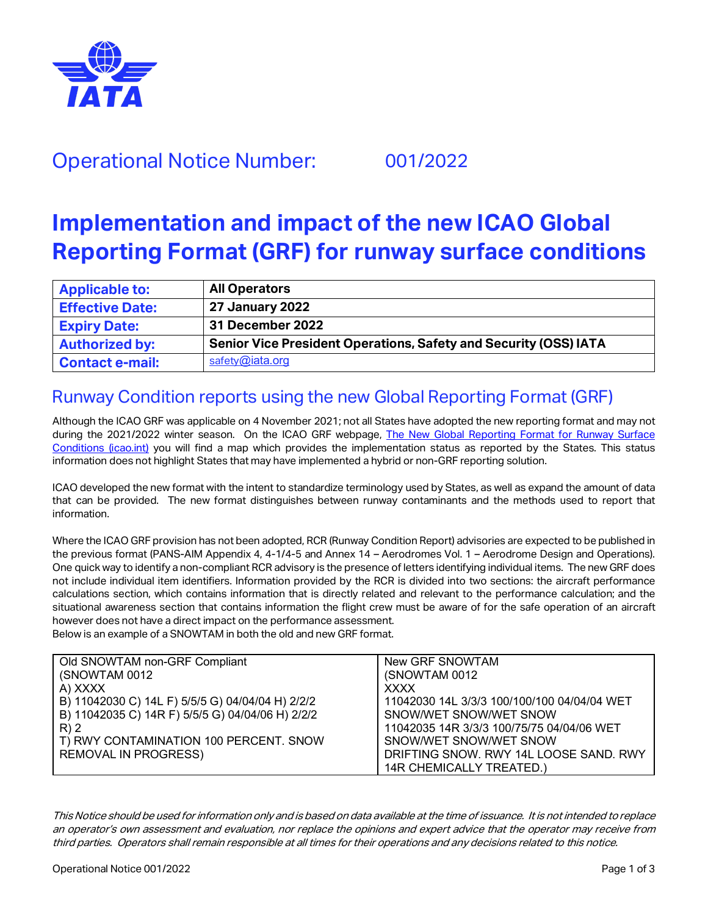# Operational Notice Number: 001/2022

# Implementation and impact of the new ICAO Global Reporting Format (GRF) for runway surface conditions

| Applicable to: | All Operators |
|---|---|
| Effective Date: | 27 January 2022 |
| Expiry Date: | 31 December 2022 |
| Authorized by: | Senior Vice President Operations, Safety and Security (OSS) IATA |
| Contact e-mail: | safety@iata.org |

## Runway Condition reports using the new Global Reporting Format (GRF)

Although the ICAO GRF was applicable on 4 November 2021; not all States have adopted the new reporting format and may not during the 2021/2022 winter season. On the ICAO GRF webpage, [The New Global Reporting Format for Runway Surface Conditions (icao.int)](https://www.icao.int) you will find a map which provides the implementation status as reported by the States. This status information does not highlight States that may have implemented a hybrid or non-GRF reporting solution.

ICAO developed the new format with the intent to standardize terminology used by States, as well as expand the amount of data that can be provided. The new format distinguishes between runway contaminants and the methods used to report that information.

Where the ICAO GRF provision has not been adopted, RCR (Runway Condition Report) advisories are expected to be published in the previous format (PANS-AIM Appendix 4, 4-1/4-5 and Annex 14 – Aerodromes Vol. 1 – Aerodrome Design and Operations). One quick way to identify a non-compliant RCR advisory is the presence of letters identifying individual items. The new GRF does not include individual item identifiers. Information provided by the RCR is divided into two sections: the aircraft performance calculations section, which contains information that is directly related and relevant to the performance calculation; and the situational awareness section that contains information the flight crew must be aware of for the safe operation of an aircraft however does not have a direct impact on the performance assessment.
Below is an example of a SNOWTAM in both the old and new GRF format.

| Old SNOWTAM non-GRF Compliant | New GRF SNOWTAM |
|---|---|
| (SNOWTAM 0012<br>A) XXXX<br>B) 11042030 C) 14L F) 5/5/5 G) 04/04/04 H) 2/2/2<br>B) 11042035 C) 14R F) 5/5/5 G) 04/04/06 H) 2/2/2<br>R) 2<br>T) RWY CONTAMINATION 100 PERCENT. SNOW REMOVAL IN PROGRESS) | (SNOWTAM 0012<br>XXXX<br>11042030 14L 3/3/3 100/100/100 04/04/04 WET SNOW/WET SNOW/WET SNOW<br>11042035 14R 3/3/3 100/75/75 04/04/06 WET SNOW/WET SNOW/WET SNOW<br>DRIFTING SNOW. RWY 14L LOOSE SAND. RWY 14R CHEMICALLY TREATED.) |

*This Notice should be used for information only and is based on data available at the time of issuance. It is not intended to replace an operator's own assessment and evaluation, nor replace the opinions and expert advice that the operator may receive from third parties. Operators shall remain responsible at all times for their operations and any decisions related to this notice.*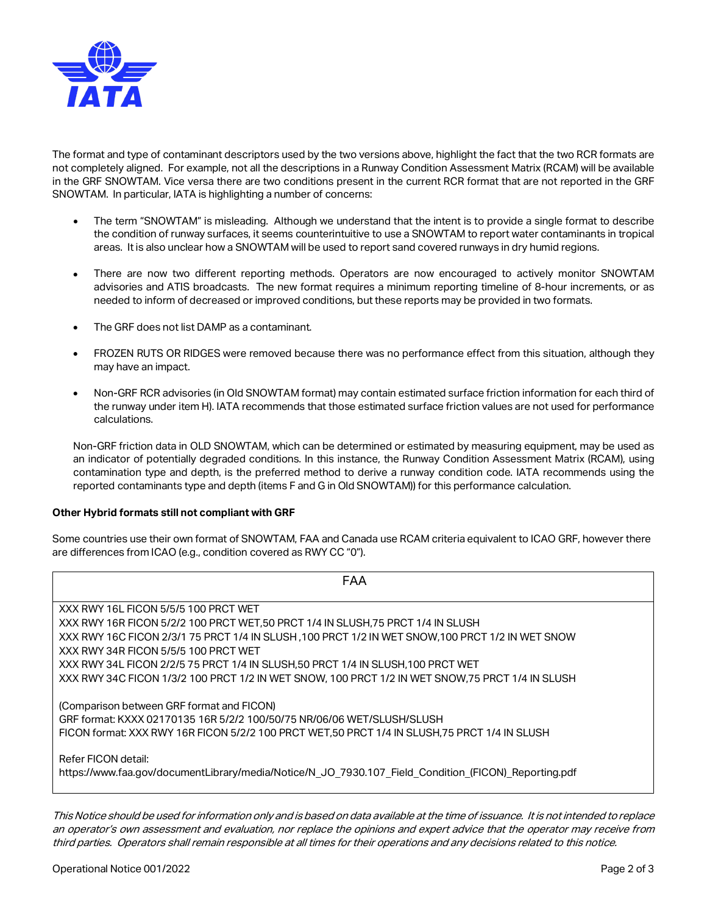The format and type of contaminant descriptors used by the two versions above, highlight the fact that the two RCR formats are not completely aligned. For example, not all the descriptions in a Runway Condition Assessment Matrix (RCAM) will be available in the GRF SNOWTAM. Vice versa there are two conditions present in the current RCR format that are not reported in the GRF SNOWTAM. In particular, IATA is highlighting a number of concerns:

- The term "SNOWTAM" is misleading. Although we understand that the intent is to provide a single format to describe the condition of runway surfaces, it seems counterintuitive to use a SNOWTAM to report water contaminants in tropical areas. It is also unclear how a SNOWTAM will be used to report sand covered runways in dry humid regions.

- There are now two different reporting methods. Operators are now encouraged to actively monitor SNOWTAM advisories and ATIS broadcasts. The new format requires a minimum reporting timeline of 8-hour increments, or as needed to inform of decreased or improved conditions, but these reports may be provided in two formats.

- The GRF does not list DAMP as a contaminant.

- FROZEN RUTS OR RIDGES were removed because there was no performance effect from this situation, although they may have an impact.

- Non-GRF RCR advisories (in Old SNOWTAM format) may contain estimated surface friction information for each third of the runway under item H). IATA recommends that those estimated surface friction values are not used for performance calculations.

  Non-GRF friction data in OLD SNOWTAM, which can be determined or estimated by measuring equipment, may be used as an indicator of potentially degraded conditions. In this instance, the Runway Condition Assessment Matrix (RCAM), using contamination type and depth, is the preferred method to derive a runway condition code. IATA recommends using the reported contaminants type and depth (items F and G in Old SNOWTAM)) for this performance calculation.

**Other Hybrid formats still not compliant with GRF**

Some countries use their own format of SNOWTAM, FAA and Canada use RCAM criteria equivalent to ICAO GRF, however there are differences from ICAO (e.g., condition covered as RWY CC "0").

| FAA |
|---|
| XXX RWY 16L FICON 5/5/5 100 PRCT WET<br>XXX RWY 16R FICON 5/2/2 100 PRCT WET,50 PRCT 1/4 IN SLUSH,75 PRCT 1/4 IN SLUSH<br>XXX RWY 16C FICON 2/3/1 75 PRCT 1/4 IN SLUSH ,100 PRCT 1/2 IN WET SNOW,100 PRCT 1/2 IN WET SNOW<br>XXX RWY 34R FICON 5/5/5 100 PRCT WET<br>XXX RWY 34L FICON 2/2/5 75 PRCT 1/4 IN SLUSH,50 PRCT 1/4 IN SLUSH,100 PRCT WET<br>XXX RWY 34C FICON 1/3/2 100 PRCT 1/2 IN WET SNOW, 100 PRCT 1/2 IN WET SNOW,75 PRCT 1/4 IN SLUSH<br><br>(Comparison between GRF format and FICON)<br>GRF format: KXXX 02170135 16R 5/2/2 100/50/75 NR/06/06 WET/SLUSH/SLUSH<br>FICON format: XXX RWY 16R FICON 5/2/2 100 PRCT WET,50 PRCT 1/4 IN SLUSH,75 PRCT 1/4 IN SLUSH<br><br>Refer FICON detail:<br>https://www.faa.gov/documentLibrary/media/Notice/N_JO_7930.107_Field_Condition_(FICON)_Reporting.pdf |

*This Notice should be used for information only and is based on data available at the time of issuance. It is not intended to replace an operator's own assessment and evaluation, nor replace the opinions and expert advice that the operator may receive from third parties. Operators shall remain responsible at all times for their operations and any decisions related to this notice.*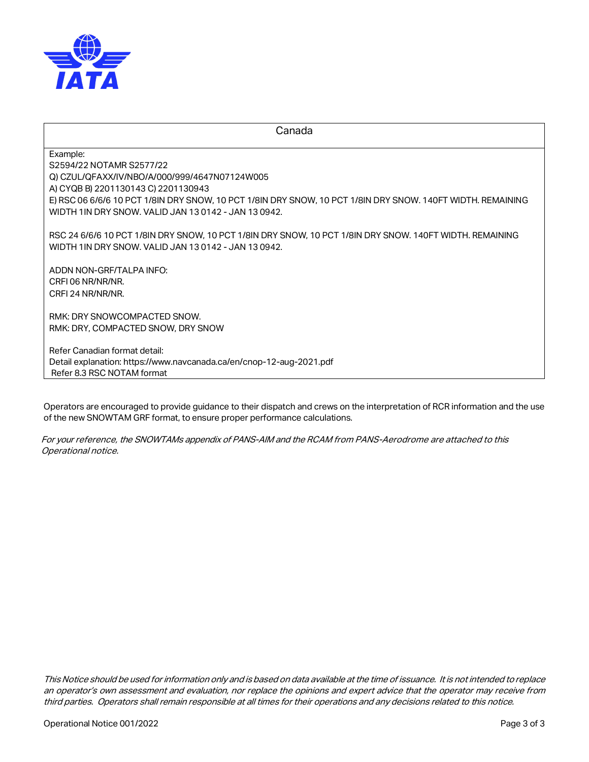| Canada |
| --- |
| Example:<br>S2594/22 NOTAMR S2577/22<br>Q) CZUL/QFAXX/IV/NBO/A/000/999/4647N07124W005<br>A) CYQB B) 2201130143 C) 2201130943<br>E) RSC 06 6/6/6 10 PCT 1/8IN DRY SNOW, 10 PCT 1/8IN DRY SNOW, 10 PCT 1/8IN DRY SNOW. 140FT WIDTH. REMAINING WIDTH 1IN DRY SNOW. VALID JAN 13 0142 - JAN 13 0942.<br><br>RSC 24 6/6/6 10 PCT 1/8IN DRY SNOW, 10 PCT 1/8IN DRY SNOW, 10 PCT 1/8IN DRY SNOW. 140FT WIDTH. REMAINING WIDTH 1IN DRY SNOW. VALID JAN 13 0142 - JAN 13 0942.<br><br>ADDN NON-GRF/TALPA INFO:<br>CRFI 06 NR/NR/NR.<br>CRFI 24 NR/NR/NR.<br><br>RMK: DRY SNOWCOMPACTED SNOW.<br>RMK: DRY, COMPACTED SNOW, DRY SNOW<br><br>Refer Canadian format detail:<br>Detail explanation: https://www.navcanada.ca/en/cnop-12-aug-2021.pdf<br>Refer 8.3 RSC NOTAM format |

Operators are encouraged to provide guidance to their dispatch and crews on the interpretation of RCR information and the use of the new SNOWTAM GRF format, to ensure proper performance calculations.

*For your reference, the SNOWTAMs appendix of PANS-AIM and the RCAM from PANS-Aerodrome are attached to this Operational notice.*

*This Notice should be used for information only and is based on data available at the time of issuance. It is not intended to replace an operator's own assessment and evaluation, nor replace the opinions and expert advice that the operator may receive from third parties. Operators shall remain responsible at all times for their operations and any decisions related to this notice.*